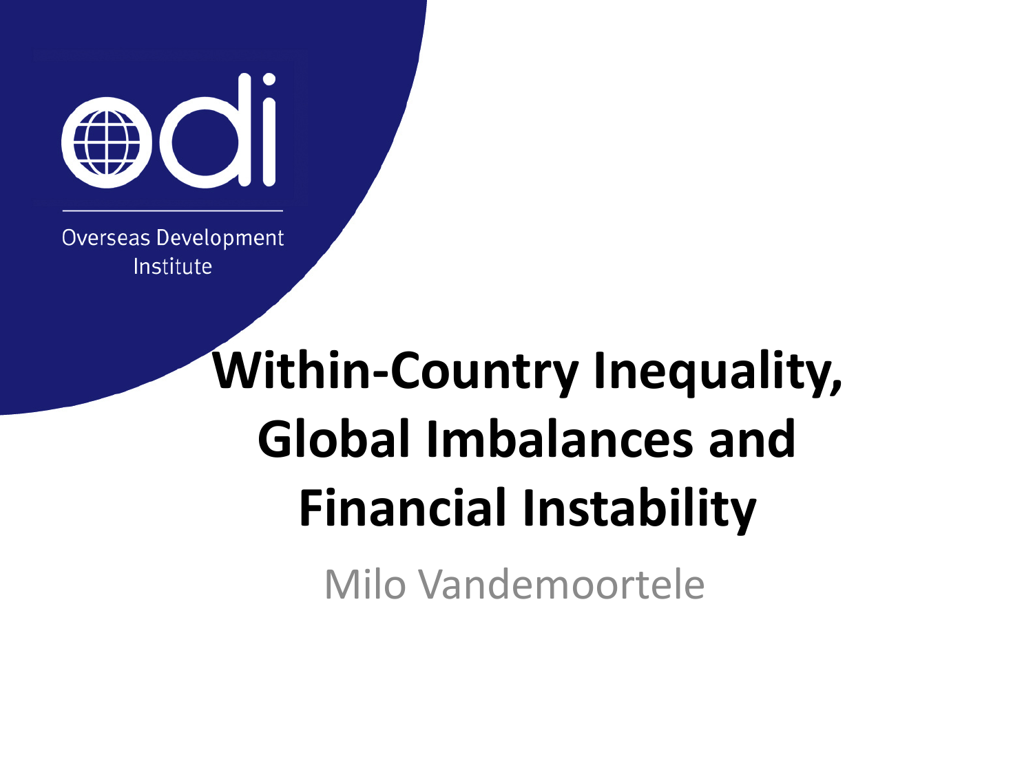Overseas Development Institute

# Within-Country Inequality, Global Imbalances and Financial Instability

Milo Vandemoortele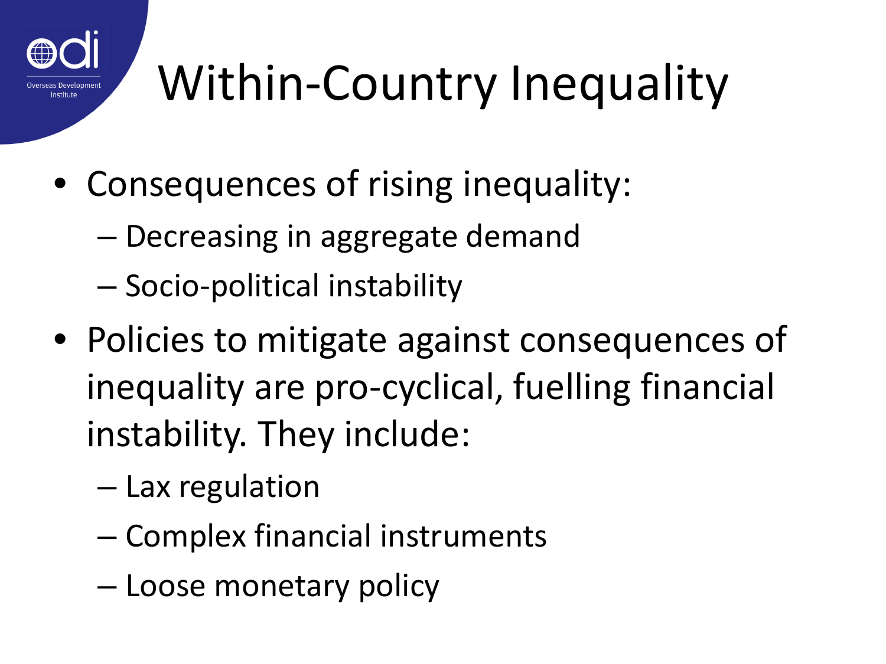# Within-Country Inequality

- Consequences of rising inequality:
  - Decreasing in aggregate demand
  - Socio-political instability
- Policies to mitigate against consequences of inequality are pro-cyclical, fuelling financial instability. They include:
  - Lax regulation
  - Complex financial instruments
  - Loose monetary policy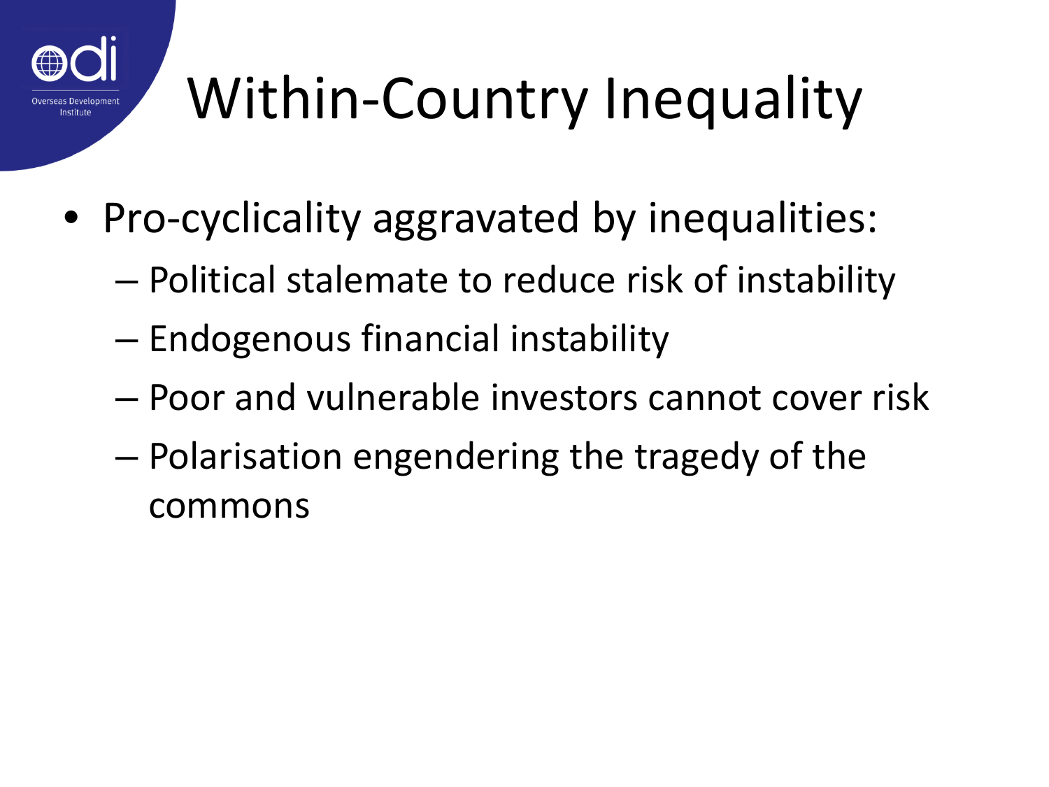# Within-Country Inequality

- Pro-cyclicality aggravated by inequalities:
  - Political stalemate to reduce risk of instability
  - Endogenous financial instability
  - Poor and vulnerable investors cannot cover risk
  - Polarisation engendering the tragedy of the commons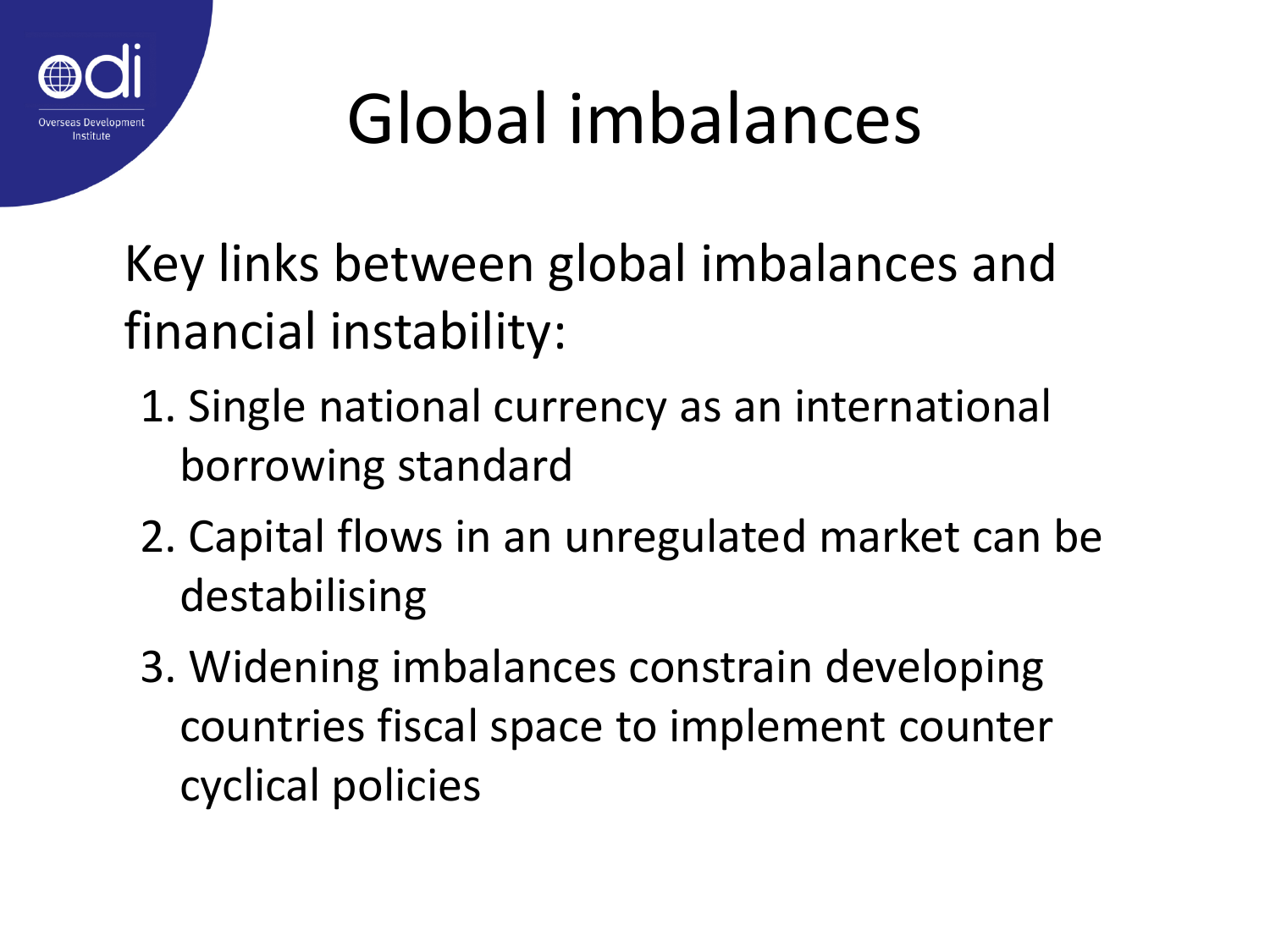# Global imbalances

Key links between global imbalances and financial instability:

1. Single national currency as an international borrowing standard
2. Capital flows in an unregulated market can be destabilising
3. Widening imbalances constrain developing countries fiscal space to implement counter cyclical policies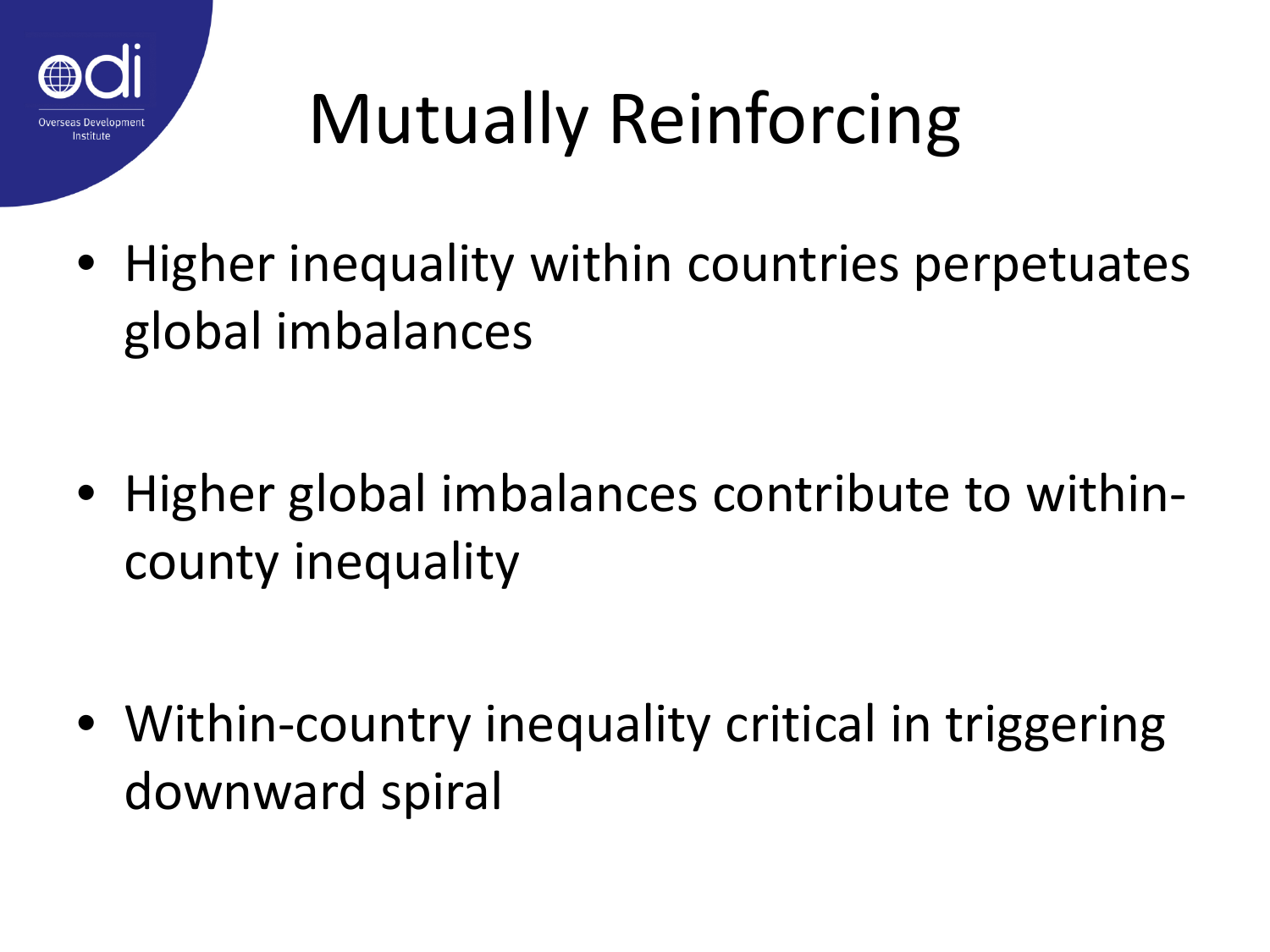# Mutually Reinforcing

- Higher inequality within countries perpetuates global imbalances
- Higher global imbalances contribute to within-county inequality
- Within-country inequality critical in triggering downward spiral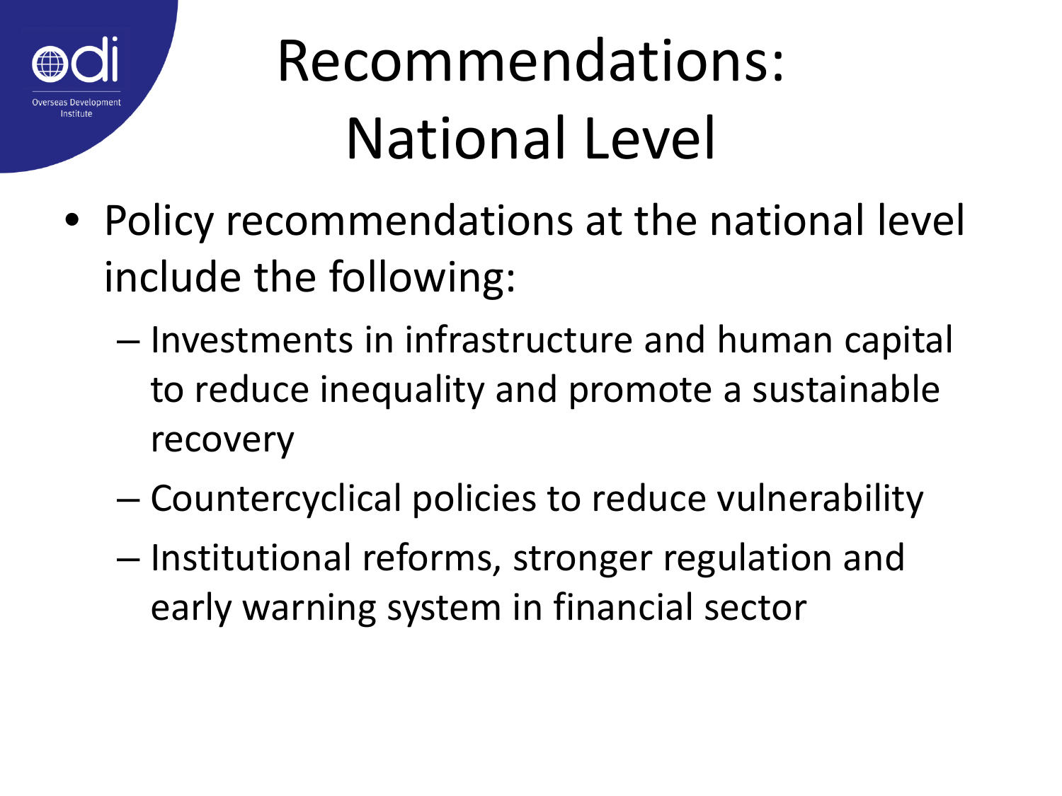# Recommendations: National Level

- Policy recommendations at the national level include the following:
  - Investments in infrastructure and human capital to reduce inequality and promote a sustainable recovery
  - Countercyclical policies to reduce vulnerability
  - Institutional reforms, stronger regulation and early warning system in financial sector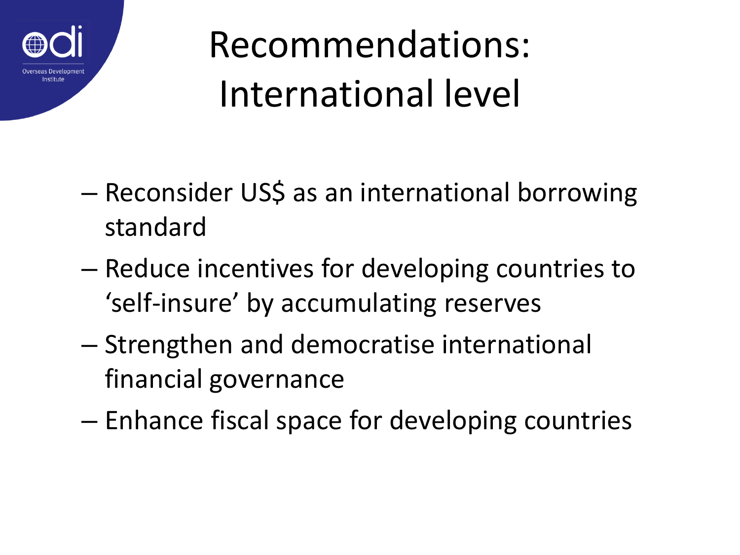# Recommendations: International level

- Reconsider US$ as an international borrowing standard
- Reduce incentives for developing countries to 'self-insure' by accumulating reserves
- Strengthen and democratise international financial governance
- Enhance fiscal space for developing countries